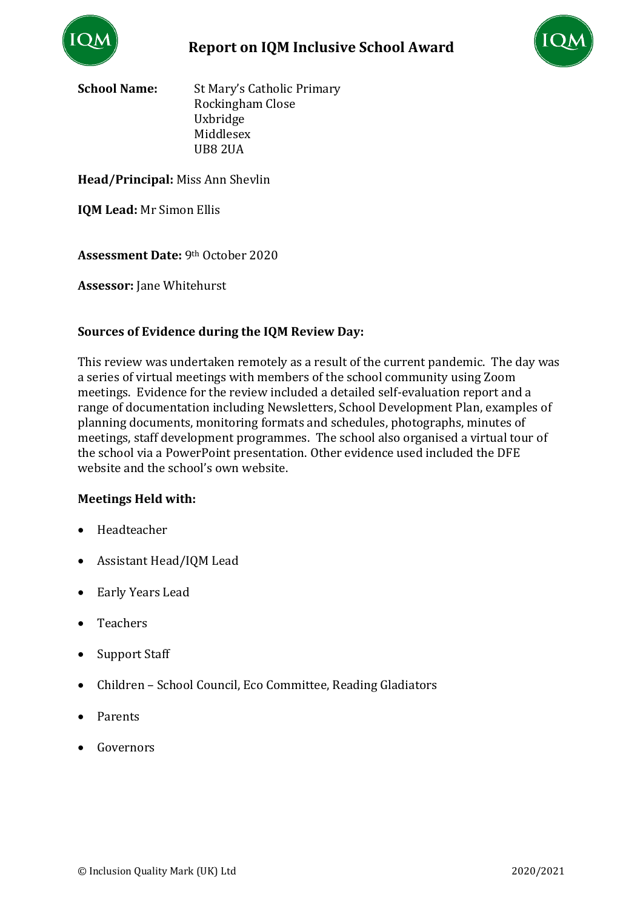# Report on IQM Inclusive School Award

**School Name:** St Mary's Catholic Primary
Rockingham Close
Uxbridge
Middlesex
UB8 2UA

**Head/Principal:** Miss Ann Shevlin

**IQM Lead:** Mr Simon Ellis

**Assessment Date:** 9th October 2020

**Assessor:** Jane Whitehurst

**Sources of Evidence during the IQM Review Day:**

This review was undertaken remotely as a result of the current pandemic. The day was a series of virtual meetings with members of the school community using Zoom meetings. Evidence for the review included a detailed self-evaluation report and a range of documentation including Newsletters, School Development Plan, examples of planning documents, monitoring formats and schedules, photographs, minutes of meetings, staff development programmes. The school also organised a virtual tour of the school via a PowerPoint presentation. Other evidence used included the DFE website and the school's own website.

**Meetings Held with:**

- Headteacher
- Assistant Head/IQM Lead
- Early Years Lead
- Teachers
- Support Staff
- Children – School Council, Eco Committee, Reading Gladiators
- Parents
- Governors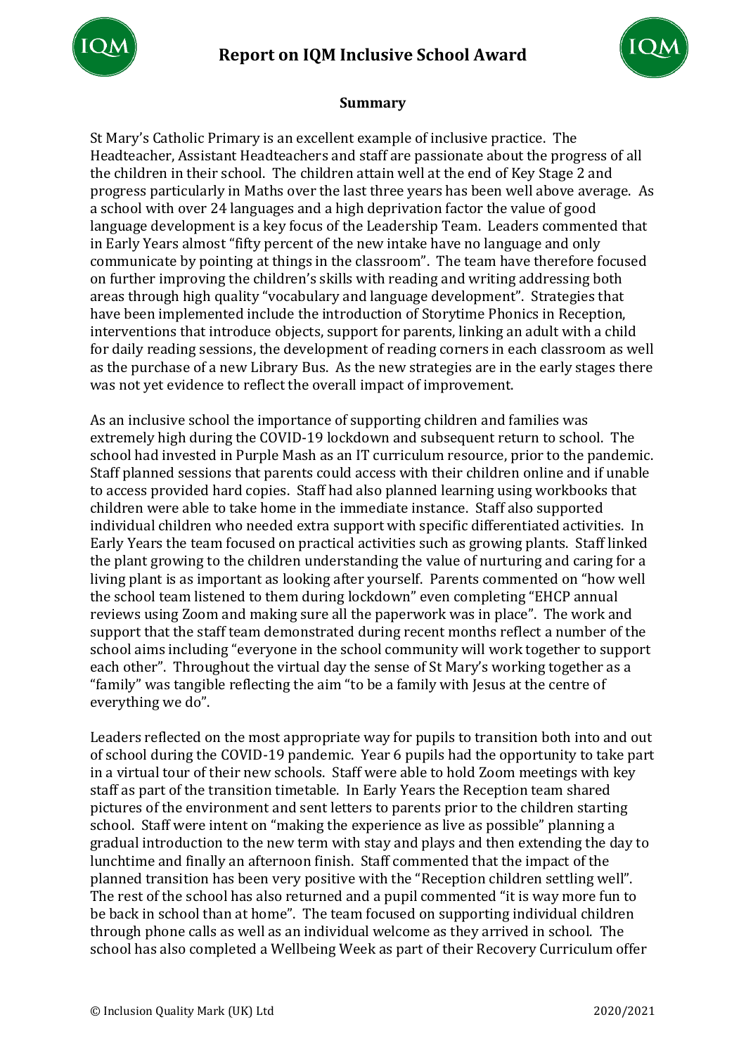**Summary**

St Mary's Catholic Primary is an excellent example of inclusive practice. The Headteacher, Assistant Headteachers and staff are passionate about the progress of all the children in their school. The children attain well at the end of Key Stage 2 and progress particularly in Maths over the last three years has been well above average. As a school with over 24 languages and a high deprivation factor the value of good language development is a key focus of the Leadership Team. Leaders commented that in Early Years almost "fifty percent of the new intake have no language and only communicate by pointing at things in the classroom". The team have therefore focused on further improving the children's skills with reading and writing addressing both areas through high quality "vocabulary and language development". Strategies that have been implemented include the introduction of Storytime Phonics in Reception, interventions that introduce objects, support for parents, linking an adult with a child for daily reading sessions, the development of reading corners in each classroom as well as the purchase of a new Library Bus. As the new strategies are in the early stages there was not yet evidence to reflect the overall impact of improvement.

As an inclusive school the importance of supporting children and families was extremely high during the COVID-19 lockdown and subsequent return to school. The school had invested in Purple Mash as an IT curriculum resource, prior to the pandemic. Staff planned sessions that parents could access with their children online and if unable to access provided hard copies. Staff had also planned learning using workbooks that children were able to take home in the immediate instance. Staff also supported individual children who needed extra support with specific differentiated activities. In Early Years the team focused on practical activities such as growing plants. Staff linked the plant growing to the children understanding the value of nurturing and caring for a living plant is as important as looking after yourself. Parents commented on "how well the school team listened to them during lockdown" even completing "EHCP annual reviews using Zoom and making sure all the paperwork was in place". The work and support that the staff team demonstrated during recent months reflect a number of the school aims including "everyone in the school community will work together to support each other". Throughout the virtual day the sense of St Mary's working together as a "family" was tangible reflecting the aim "to be a family with Jesus at the centre of everything we do".

Leaders reflected on the most appropriate way for pupils to transition both into and out of school during the COVID-19 pandemic. Year 6 pupils had the opportunity to take part in a virtual tour of their new schools. Staff were able to hold Zoom meetings with key staff as part of the transition timetable. In Early Years the Reception team shared pictures of the environment and sent letters to parents prior to the children starting school. Staff were intent on "making the experience as live as possible" planning a gradual introduction to the new term with stay and plays and then extending the day to lunchtime and finally an afternoon finish. Staff commented that the impact of the planned transition has been very positive with the "Reception children settling well". The rest of the school has also returned and a pupil commented "it is way more fun to be back in school than at home". The team focused on supporting individual children through phone calls as well as an individual welcome as they arrived in school. The school has also completed a Wellbeing Week as part of their Recovery Curriculum offer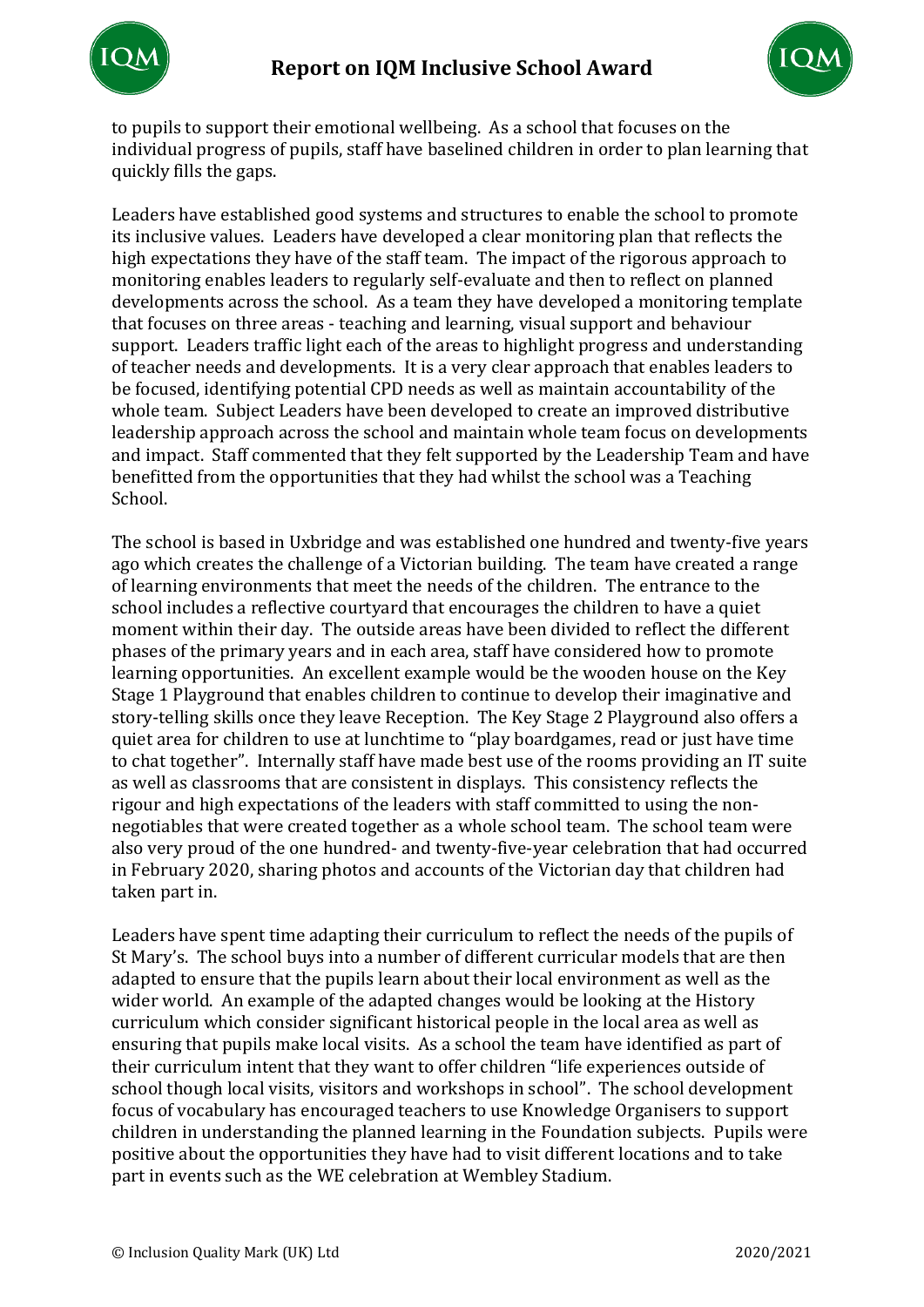to pupils to support their emotional wellbeing. As a school that focuses on the individual progress of pupils, staff have baselined children in order to plan learning that quickly fills the gaps.

Leaders have established good systems and structures to enable the school to promote its inclusive values. Leaders have developed a clear monitoring plan that reflects the high expectations they have of the staff team. The impact of the rigorous approach to monitoring enables leaders to regularly self-evaluate and then to reflect on planned developments across the school. As a team they have developed a monitoring template that focuses on three areas - teaching and learning, visual support and behaviour support. Leaders traffic light each of the areas to highlight progress and understanding of teacher needs and developments. It is a very clear approach that enables leaders to be focused, identifying potential CPD needs as well as maintain accountability of the whole team. Subject Leaders have been developed to create an improved distributive leadership approach across the school and maintain whole team focus on developments and impact. Staff commented that they felt supported by the Leadership Team and have benefitted from the opportunities that they had whilst the school was a Teaching School.

The school is based in Uxbridge and was established one hundred and twenty-five years ago which creates the challenge of a Victorian building. The team have created a range of learning environments that meet the needs of the children. The entrance to the school includes a reflective courtyard that encourages the children to have a quiet moment within their day. The outside areas have been divided to reflect the different phases of the primary years and in each area, staff have considered how to promote learning opportunities. An excellent example would be the wooden house on the Key Stage 1 Playground that enables children to continue to develop their imaginative and story-telling skills once they leave Reception. The Key Stage 2 Playground also offers a quiet area for children to use at lunchtime to "play boardgames, read or just have time to chat together". Internally staff have made best use of the rooms providing an IT suite as well as classrooms that are consistent in displays. This consistency reflects the rigour and high expectations of the leaders with staff committed to using the non-negotiables that were created together as a whole school team. The school team were also very proud of the one hundred- and twenty-five-year celebration that had occurred in February 2020, sharing photos and accounts of the Victorian day that children had taken part in.

Leaders have spent time adapting their curriculum to reflect the needs of the pupils of St Mary's. The school buys into a number of different curricular models that are then adapted to ensure that the pupils learn about their local environment as well as the wider world. An example of the adapted changes would be looking at the History curriculum which consider significant historical people in the local area as well as ensuring that pupils make local visits. As a school the team have identified as part of their curriculum intent that they want to offer children "life experiences outside of school though local visits, visitors and workshops in school". The school development focus of vocabulary has encouraged teachers to use Knowledge Organisers to support children in understanding the planned learning in the Foundation subjects. Pupils were positive about the opportunities they have had to visit different locations and to take part in events such as the WE celebration at Wembley Stadium.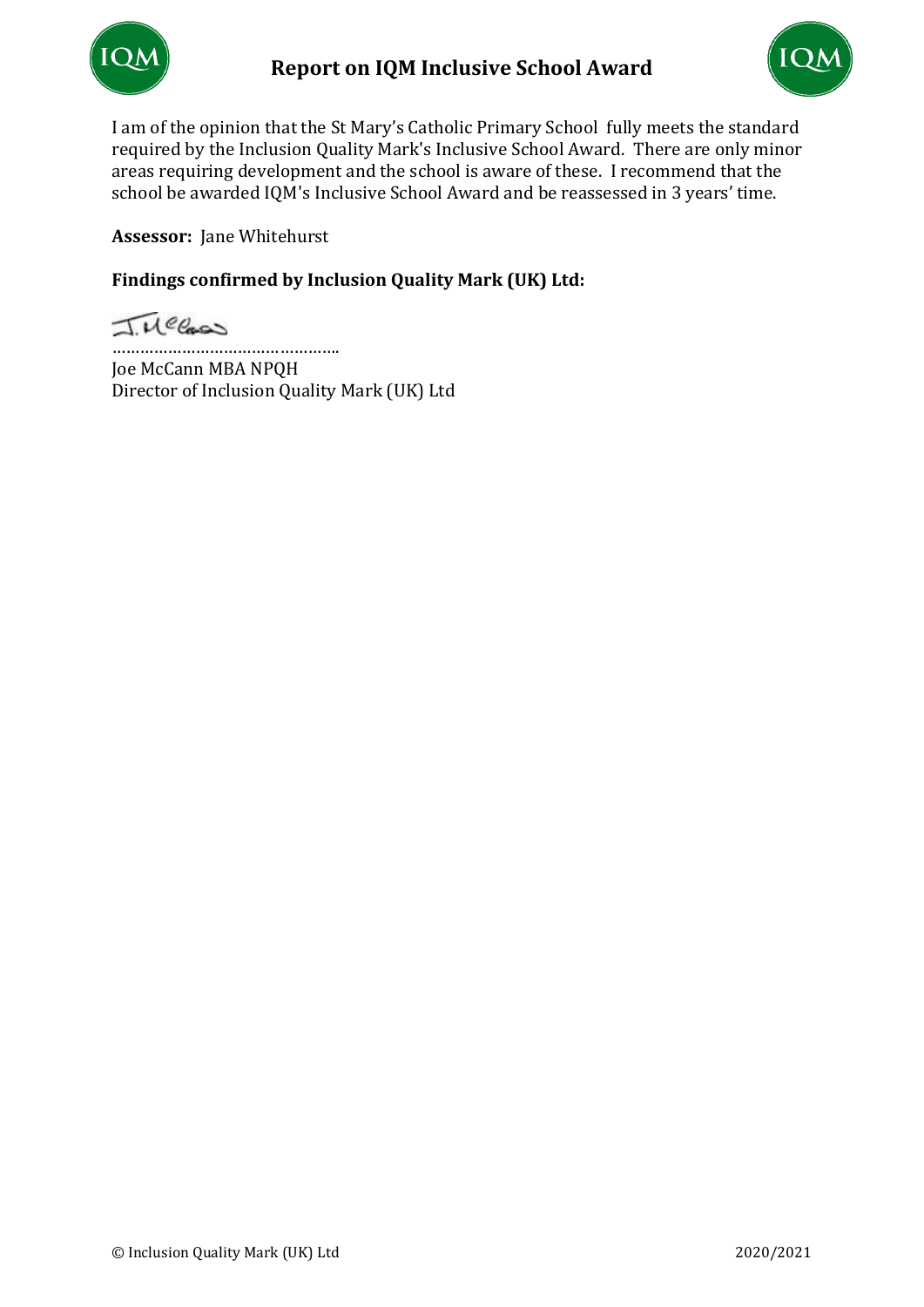I am of the opinion that the St Mary's Catholic Primary School fully meets the standard required by the Inclusion Quality Mark's Inclusive School Award. There are only minor areas requiring development and the school is aware of these. I recommend that the school be awarded IQM's Inclusive School Award and be reassessed in 3 years' time.

**Assessor:** Jane Whitehurst

**Findings confirmed by Inclusion Quality Mark (UK) Ltd:**

…………………………………………

Joe McCann MBA NPQH
Director of Inclusion Quality Mark (UK) Ltd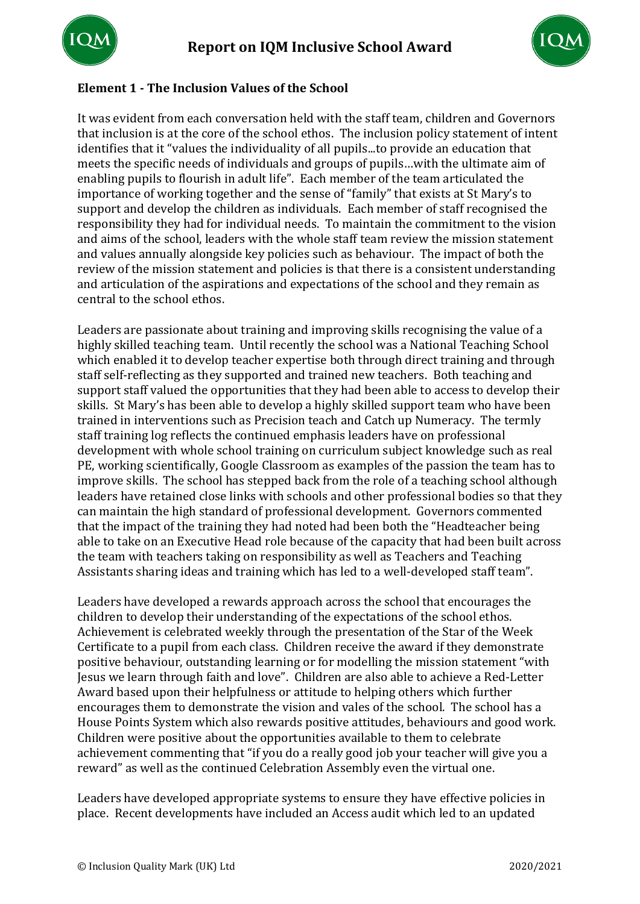**Element 1 - The Inclusion Values of the School**

It was evident from each conversation held with the staff team, children and Governors that inclusion is at the core of the school ethos. The inclusion policy statement of intent identifies that it "values the individuality of all pupils...to provide an education that meets the specific needs of individuals and groups of pupils…with the ultimate aim of enabling pupils to flourish in adult life". Each member of the team articulated the importance of working together and the sense of "family" that exists at St Mary's to support and develop the children as individuals. Each member of staff recognised the responsibility they had for individual needs. To maintain the commitment to the vision and aims of the school, leaders with the whole staff team review the mission statement and values annually alongside key policies such as behaviour. The impact of both the review of the mission statement and policies is that there is a consistent understanding and articulation of the aspirations and expectations of the school and they remain as central to the school ethos.

Leaders are passionate about training and improving skills recognising the value of a highly skilled teaching team. Until recently the school was a National Teaching School which enabled it to develop teacher expertise both through direct training and through staff self-reflecting as they supported and trained new teachers. Both teaching and support staff valued the opportunities that they had been able to access to develop their skills. St Mary's has been able to develop a highly skilled support team who have been trained in interventions such as Precision teach and Catch up Numeracy. The termly staff training log reflects the continued emphasis leaders have on professional development with whole school training on curriculum subject knowledge such as real PE, working scientifically, Google Classroom as examples of the passion the team has to improve skills. The school has stepped back from the role of a teaching school although leaders have retained close links with schools and other professional bodies so that they can maintain the high standard of professional development. Governors commented that the impact of the training they had noted had been both the "Headteacher being able to take on an Executive Head role because of the capacity that had been built across the team with teachers taking on responsibility as well as Teachers and Teaching Assistants sharing ideas and training which has led to a well-developed staff team".

Leaders have developed a rewards approach across the school that encourages the children to develop their understanding of the expectations of the school ethos. Achievement is celebrated weekly through the presentation of the Star of the Week Certificate to a pupil from each class. Children receive the award if they demonstrate positive behaviour, outstanding learning or for modelling the mission statement "with Jesus we learn through faith and love". Children are also able to achieve a Red-Letter Award based upon their helpfulness or attitude to helping others which further encourages them to demonstrate the vision and vales of the school. The school has a House Points System which also rewards positive attitudes, behaviours and good work. Children were positive about the opportunities available to them to celebrate achievement commenting that "if you do a really good job your teacher will give you a reward" as well as the continued Celebration Assembly even the virtual one.

Leaders have developed appropriate systems to ensure they have effective policies in place. Recent developments have included an Access audit which led to an updated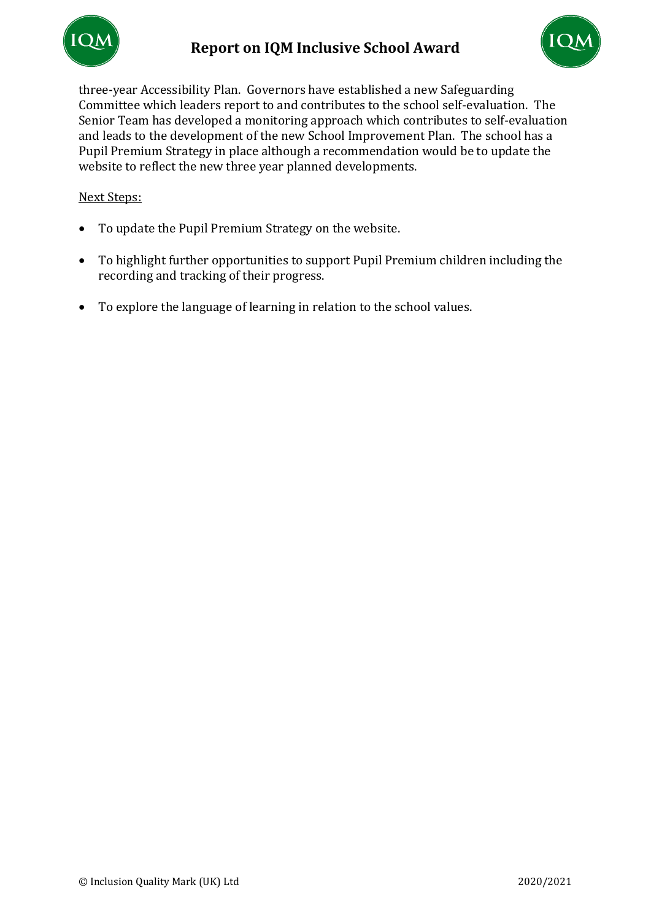three-year Accessibility Plan. Governors have established a new Safeguarding Committee which leaders report to and contributes to the school self-evaluation. The Senior Team has developed a monitoring approach which contributes to self-evaluation and leads to the development of the new School Improvement Plan. The school has a Pupil Premium Strategy in place although a recommendation would be to update the website to reflect the new three year planned developments.

Next Steps:

- To update the Pupil Premium Strategy on the website.
- To highlight further opportunities to support Pupil Premium children including the recording and tracking of their progress.
- To explore the language of learning in relation to the school values.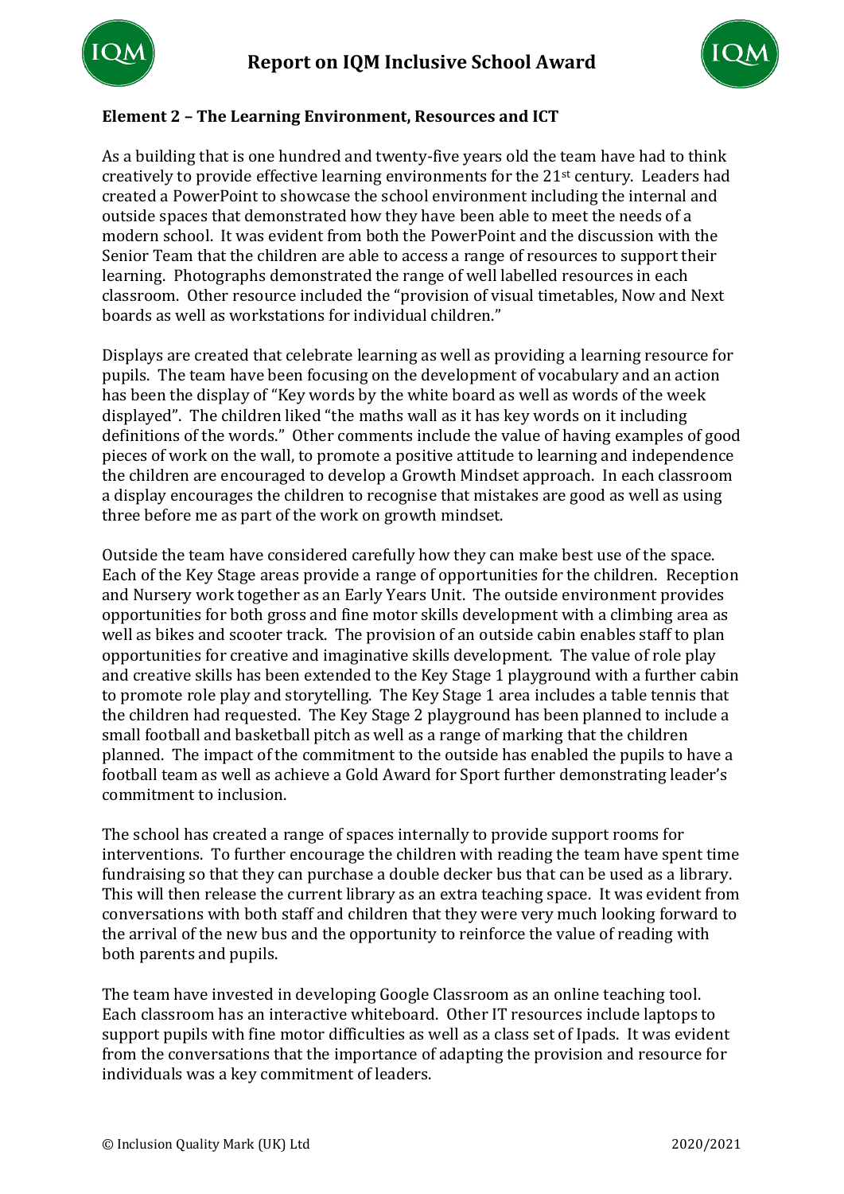## Element 2 – The Learning Environment, Resources and ICT

As a building that is one hundred and twenty-five years old the team have had to think creatively to provide effective learning environments for the 21st century. Leaders had created a PowerPoint to showcase the school environment including the internal and outside spaces that demonstrated how they have been able to meet the needs of a modern school. It was evident from both the PowerPoint and the discussion with the Senior Team that the children are able to access a range of resources to support their learning. Photographs demonstrated the range of well labelled resources in each classroom. Other resource included the "provision of visual timetables, Now and Next boards as well as workstations for individual children."

Displays are created that celebrate learning as well as providing a learning resource for pupils. The team have been focusing on the development of vocabulary and an action has been the display of "Key words by the white board as well as words of the week displayed". The children liked "the maths wall as it has key words on it including definitions of the words." Other comments include the value of having examples of good pieces of work on the wall, to promote a positive attitude to learning and independence the children are encouraged to develop a Growth Mindset approach. In each classroom a display encourages the children to recognise that mistakes are good as well as using three before me as part of the work on growth mindset.

Outside the team have considered carefully how they can make best use of the space. Each of the Key Stage areas provide a range of opportunities for the children. Reception and Nursery work together as an Early Years Unit. The outside environment provides opportunities for both gross and fine motor skills development with a climbing area as well as bikes and scooter track. The provision of an outside cabin enables staff to plan opportunities for creative and imaginative skills development. The value of role play and creative skills has been extended to the Key Stage 1 playground with a further cabin to promote role play and storytelling. The Key Stage 1 area includes a table tennis that the children had requested. The Key Stage 2 playground has been planned to include a small football and basketball pitch as well as a range of marking that the children planned. The impact of the commitment to the outside has enabled the pupils to have a football team as well as achieve a Gold Award for Sport further demonstrating leader's commitment to inclusion.

The school has created a range of spaces internally to provide support rooms for interventions. To further encourage the children with reading the team have spent time fundraising so that they can purchase a double decker bus that can be used as a library. This will then release the current library as an extra teaching space. It was evident from conversations with both staff and children that they were very much looking forward to the arrival of the new bus and the opportunity to reinforce the value of reading with both parents and pupils.

The team have invested in developing Google Classroom as an online teaching tool. Each classroom has an interactive whiteboard. Other IT resources include laptops to support pupils with fine motor difficulties as well as a class set of Ipads. It was evident from the conversations that the importance of adapting the provision and resource for individuals was a key commitment of leaders.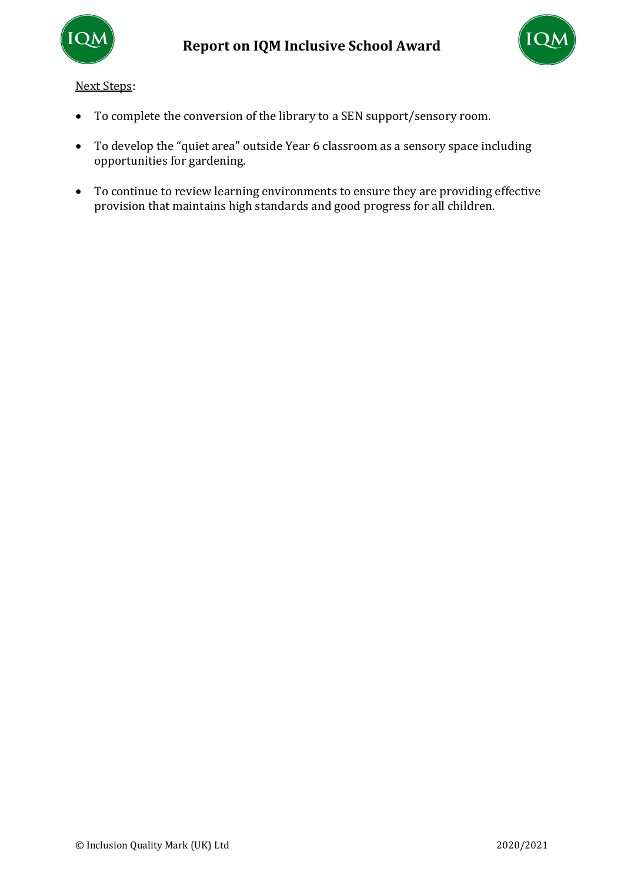<u>Next Steps</u>:

- To complete the conversion of the library to a SEN support/sensory room.
- To develop the "quiet area" outside Year 6 classroom as a sensory space including opportunities for gardening.
- To continue to review learning environments to ensure they are providing effective provision that maintains high standards and good progress for all children.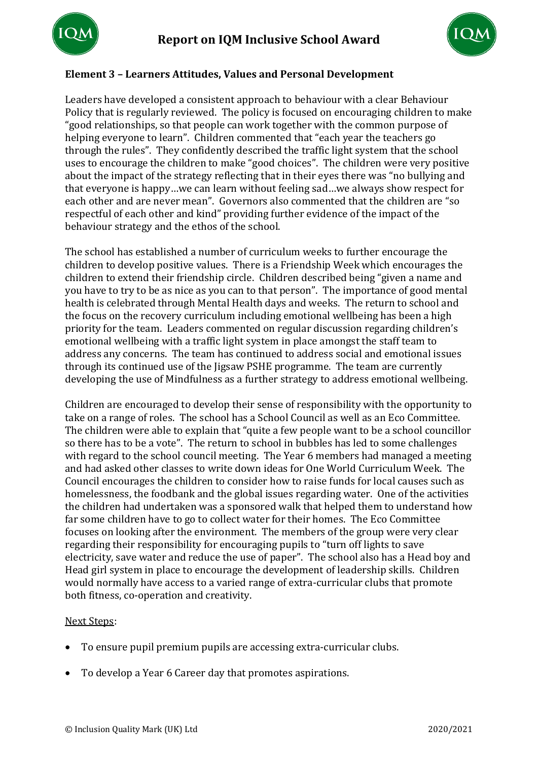**Element 3 – Learners Attitudes, Values and Personal Development**

Leaders have developed a consistent approach to behaviour with a clear Behaviour Policy that is regularly reviewed. The policy is focused on encouraging children to make "good relationships, so that people can work together with the common purpose of helping everyone to learn". Children commented that "each year the teachers go through the rules". They confidently described the traffic light system that the school uses to encourage the children to make "good choices". The children were very positive about the impact of the strategy reflecting that in their eyes there was "no bullying and that everyone is happy…we can learn without feeling sad…we always show respect for each other and are never mean". Governors also commented that the children are "so respectful of each other and kind" providing further evidence of the impact of the behaviour strategy and the ethos of the school.

The school has established a number of curriculum weeks to further encourage the children to develop positive values. There is a Friendship Week which encourages the children to extend their friendship circle. Children described being "given a name and you have to try to be as nice as you can to that person". The importance of good mental health is celebrated through Mental Health days and weeks. The return to school and the focus on the recovery curriculum including emotional wellbeing has been a high priority for the team. Leaders commented on regular discussion regarding children's emotional wellbeing with a traffic light system in place amongst the staff team to address any concerns. The team has continued to address social and emotional issues through its continued use of the Jigsaw PSHE programme. The team are currently developing the use of Mindfulness as a further strategy to address emotional wellbeing.

Children are encouraged to develop their sense of responsibility with the opportunity to take on a range of roles. The school has a School Council as well as an Eco Committee. The children were able to explain that "quite a few people want to be a school councillor so there has to be a vote". The return to school in bubbles has led to some challenges with regard to the school council meeting. The Year 6 members had managed a meeting and had asked other classes to write down ideas for One World Curriculum Week. The Council encourages the children to consider how to raise funds for local causes such as homelessness, the foodbank and the global issues regarding water. One of the activities the children had undertaken was a sponsored walk that helped them to understand how far some children have to go to collect water for their homes. The Eco Committee focuses on looking after the environment. The members of the group were very clear regarding their responsibility for encouraging pupils to "turn off lights to save electricity, save water and reduce the use of paper". The school also has a Head boy and Head girl system in place to encourage the development of leadership skills. Children would normally have access to a varied range of extra-curricular clubs that promote both fitness, co-operation and creativity.

Next Steps:

- To ensure pupil premium pupils are accessing extra-curricular clubs.
- To develop a Year 6 Career day that promotes aspirations.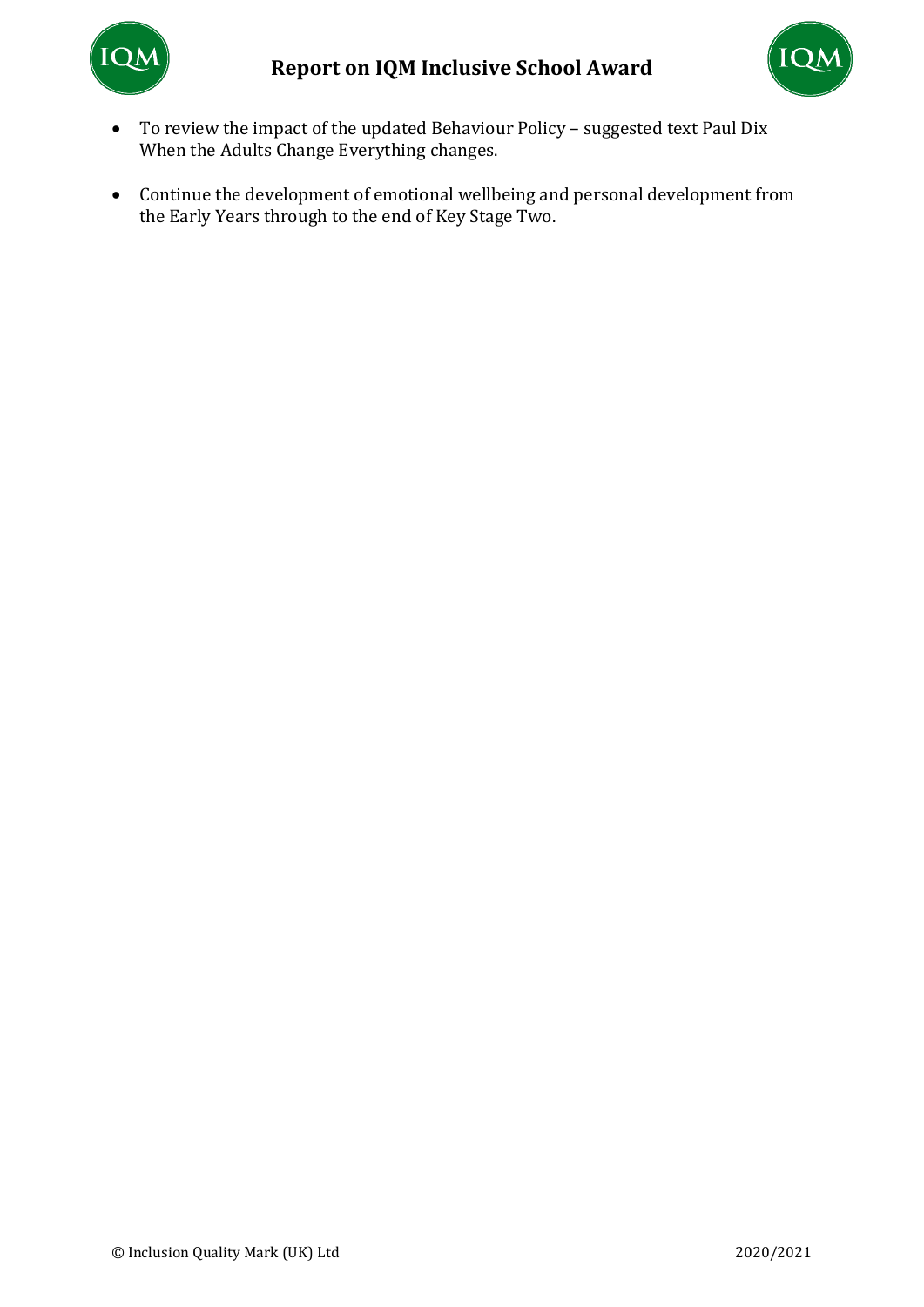- To review the impact of the updated Behaviour Policy – suggested text Paul Dix When the Adults Change Everything changes.

- Continue the development of emotional wellbeing and personal development from the Early Years through to the end of Key Stage Two.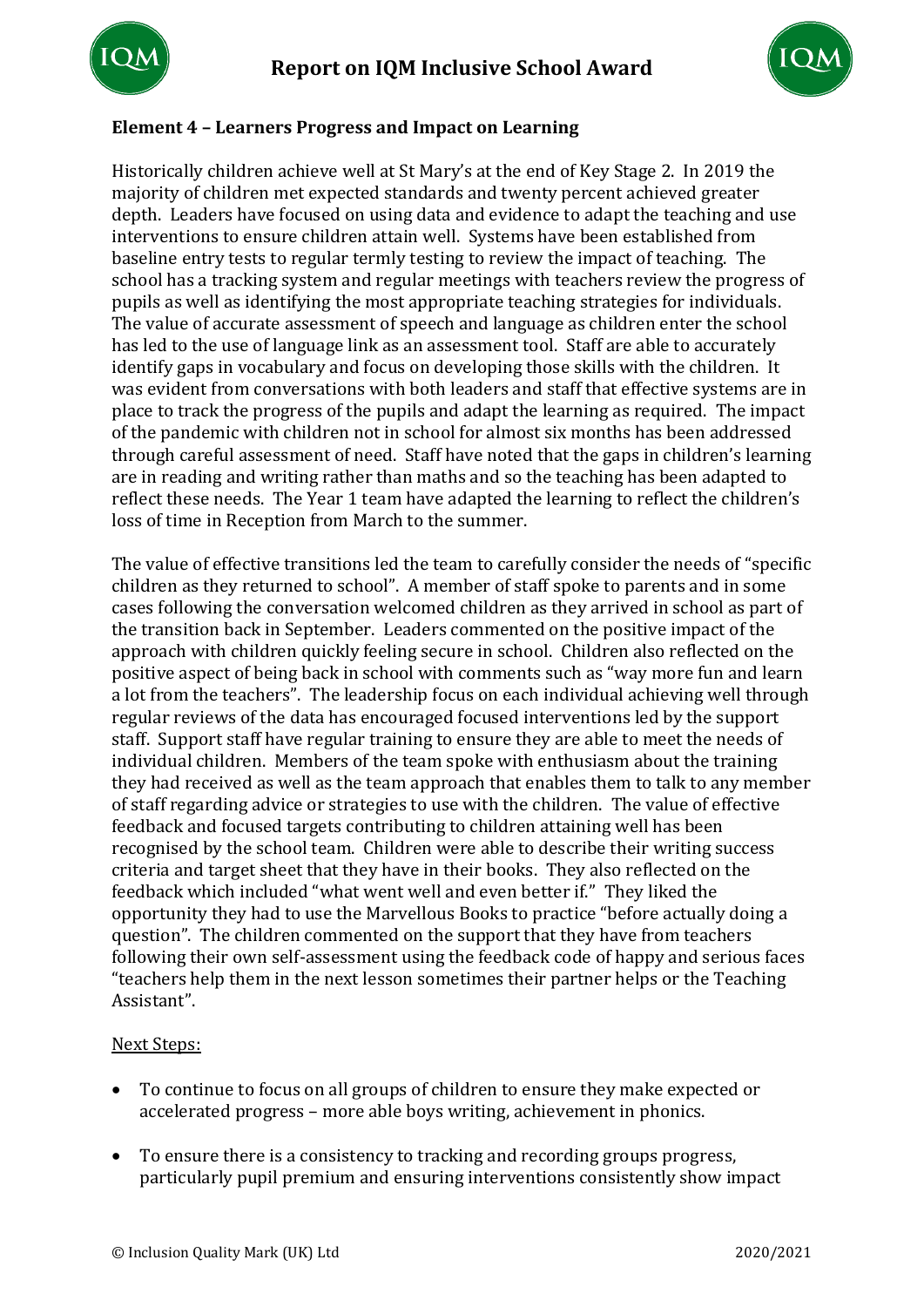## Element 4 – Learners Progress and Impact on Learning

Historically children achieve well at St Mary's at the end of Key Stage 2. In 2019 the majority of children met expected standards and twenty percent achieved greater depth. Leaders have focused on using data and evidence to adapt the teaching and use interventions to ensure children attain well. Systems have been established from baseline entry tests to regular termly testing to review the impact of teaching. The school has a tracking system and regular meetings with teachers review the progress of pupils as well as identifying the most appropriate teaching strategies for individuals. The value of accurate assessment of speech and language as children enter the school has led to the use of language link as an assessment tool. Staff are able to accurately identify gaps in vocabulary and focus on developing those skills with the children. It was evident from conversations with both leaders and staff that effective systems are in place to track the progress of the pupils and adapt the learning as required. The impact of the pandemic with children not in school for almost six months has been addressed through careful assessment of need. Staff have noted that the gaps in children's learning are in reading and writing rather than maths and so the teaching has been adapted to reflect these needs. The Year 1 team have adapted the learning to reflect the children's loss of time in Reception from March to the summer.

The value of effective transitions led the team to carefully consider the needs of "specific children as they returned to school". A member of staff spoke to parents and in some cases following the conversation welcomed children as they arrived in school as part of the transition back in September. Leaders commented on the positive impact of the approach with children quickly feeling secure in school. Children also reflected on the positive aspect of being back in school with comments such as "way more fun and learn a lot from the teachers". The leadership focus on each individual achieving well through regular reviews of the data has encouraged focused interventions led by the support staff. Support staff have regular training to ensure they are able to meet the needs of individual children. Members of the team spoke with enthusiasm about the training they had received as well as the team approach that enables them to talk to any member of staff regarding advice or strategies to use with the children. The value of effective feedback and focused targets contributing to children attaining well has been recognised by the school team. Children were able to describe their writing success criteria and target sheet that they have in their books. They also reflected on the feedback which included "what went well and even better if." They liked the opportunity they had to use the Marvellous Books to practice "before actually doing a question". The children commented on the support that they have from teachers following their own self-assessment using the feedback code of happy and serious faces "teachers help them in the next lesson sometimes their partner helps or the Teaching Assistant".

Next Steps:

- To continue to focus on all groups of children to ensure they make expected or accelerated progress – more able boys writing, achievement in phonics.
- To ensure there is a consistency to tracking and recording groups progress, particularly pupil premium and ensuring interventions consistently show impact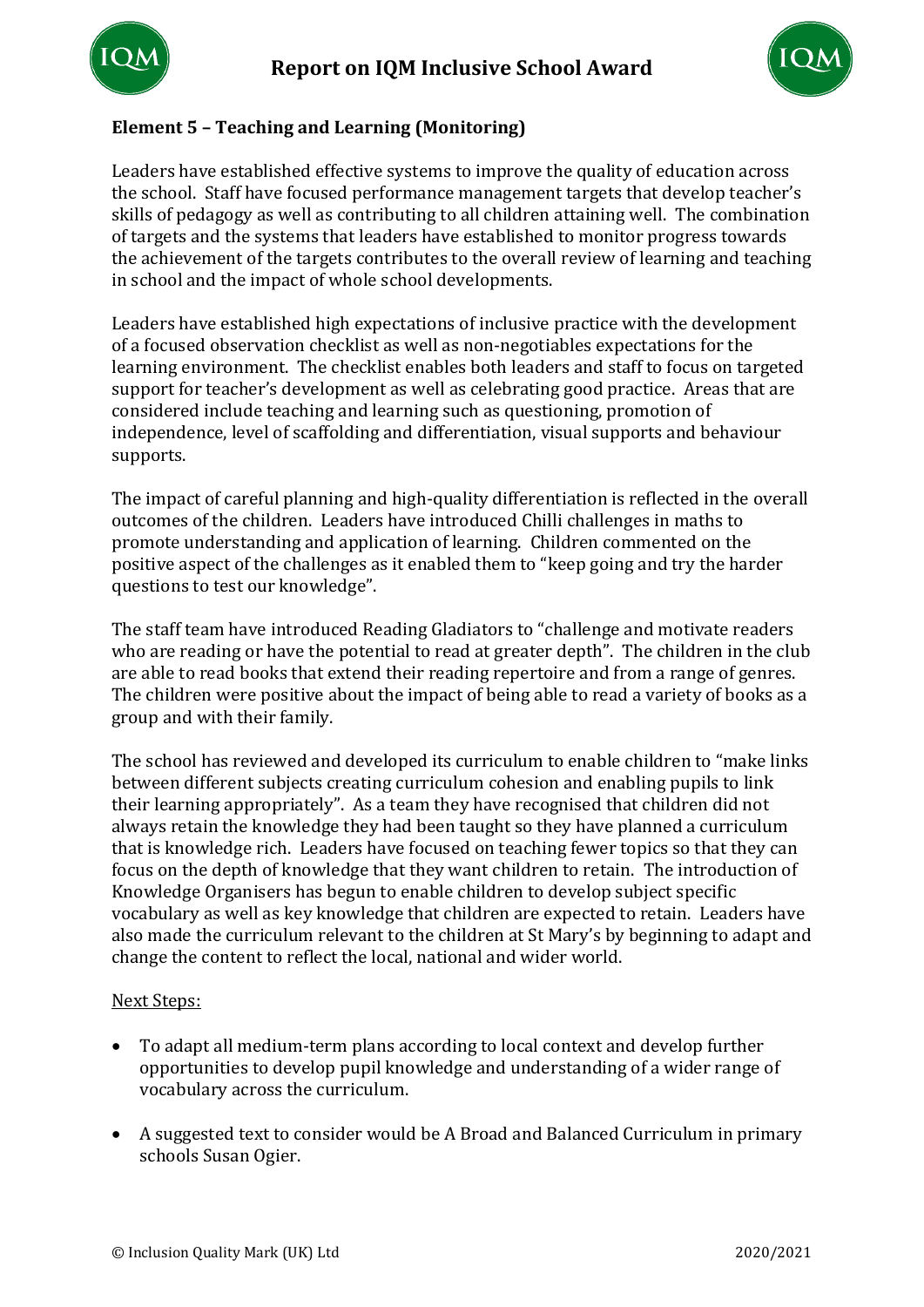### Element 5 – Teaching and Learning (Monitoring)

Leaders have established effective systems to improve the quality of education across the school. Staff have focused performance management targets that develop teacher's skills of pedagogy as well as contributing to all children attaining well. The combination of targets and the systems that leaders have established to monitor progress towards the achievement of the targets contributes to the overall review of learning and teaching in school and the impact of whole school developments.

Leaders have established high expectations of inclusive practice with the development of a focused observation checklist as well as non-negotiables expectations for the learning environment. The checklist enables both leaders and staff to focus on targeted support for teacher's development as well as celebrating good practice. Areas that are considered include teaching and learning such as questioning, promotion of independence, level of scaffolding and differentiation, visual supports and behaviour supports.

The impact of careful planning and high-quality differentiation is reflected in the overall outcomes of the children. Leaders have introduced Chilli challenges in maths to promote understanding and application of learning. Children commented on the positive aspect of the challenges as it enabled them to "keep going and try the harder questions to test our knowledge".

The staff team have introduced Reading Gladiators to "challenge and motivate readers who are reading or have the potential to read at greater depth". The children in the club are able to read books that extend their reading repertoire and from a range of genres. The children were positive about the impact of being able to read a variety of books as a group and with their family.

The school has reviewed and developed its curriculum to enable children to "make links between different subjects creating curriculum cohesion and enabling pupils to link their learning appropriately". As a team they have recognised that children did not always retain the knowledge they had been taught so they have planned a curriculum that is knowledge rich. Leaders have focused on teaching fewer topics so that they can focus on the depth of knowledge that they want children to retain. The introduction of Knowledge Organisers has begun to enable children to develop subject specific vocabulary as well as key knowledge that children are expected to retain. Leaders have also made the curriculum relevant to the children at St Mary's by beginning to adapt and change the content to reflect the local, national and wider world.

Next Steps:

- To adapt all medium-term plans according to local context and develop further opportunities to develop pupil knowledge and understanding of a wider range of vocabulary across the curriculum.
- A suggested text to consider would be A Broad and Balanced Curriculum in primary schools Susan Ogier.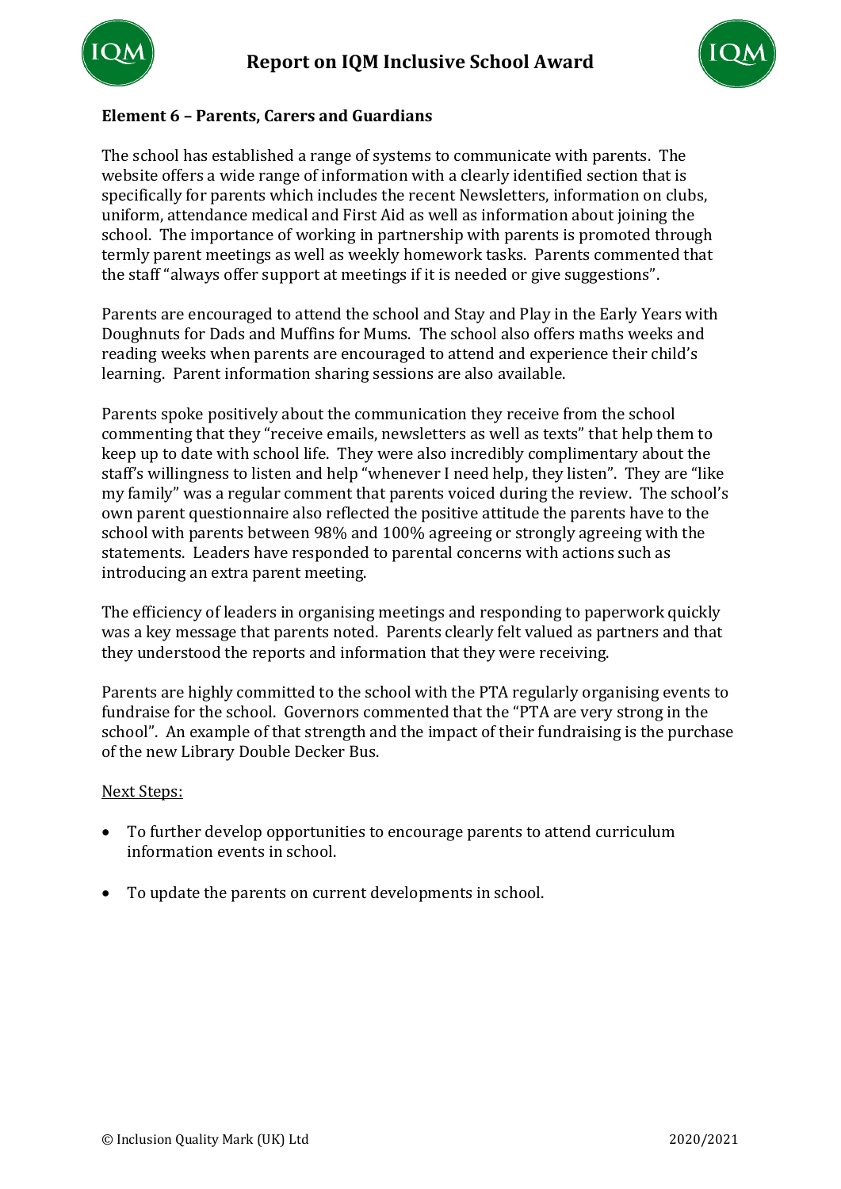## Element 6 – Parents, Carers and Guardians

The school has established a range of systems to communicate with parents. The website offers a wide range of information with a clearly identified section that is specifically for parents which includes the recent Newsletters, information on clubs, uniform, attendance medical and First Aid as well as information about joining the school. The importance of working in partnership with parents is promoted through termly parent meetings as well as weekly homework tasks. Parents commented that the staff "always offer support at meetings if it is needed or give suggestions".

Parents are encouraged to attend the school and Stay and Play in the Early Years with Doughnuts for Dads and Muffins for Mums. The school also offers maths weeks and reading weeks when parents are encouraged to attend and experience their child's learning. Parent information sharing sessions are also available.

Parents spoke positively about the communication they receive from the school commenting that they "receive emails, newsletters as well as texts" that help them to keep up to date with school life. They were also incredibly complimentary about the staff's willingness to listen and help "whenever I need help, they listen". They are "like my family" was a regular comment that parents voiced during the review. The school's own parent questionnaire also reflected the positive attitude the parents have to the school with parents between 98% and 100% agreeing or strongly agreeing with the statements. Leaders have responded to parental concerns with actions such as introducing an extra parent meeting.

The efficiency of leaders in organising meetings and responding to paperwork quickly was a key message that parents noted. Parents clearly felt valued as partners and that they understood the reports and information that they were receiving.

Parents are highly committed to the school with the PTA regularly organising events to fundraise for the school. Governors commented that the "PTA are very strong in the school". An example of that strength and the impact of their fundraising is the purchase of the new Library Double Decker Bus.

Next Steps:

- To further develop opportunities to encourage parents to attend curriculum information events in school.
- To update the parents on current developments in school.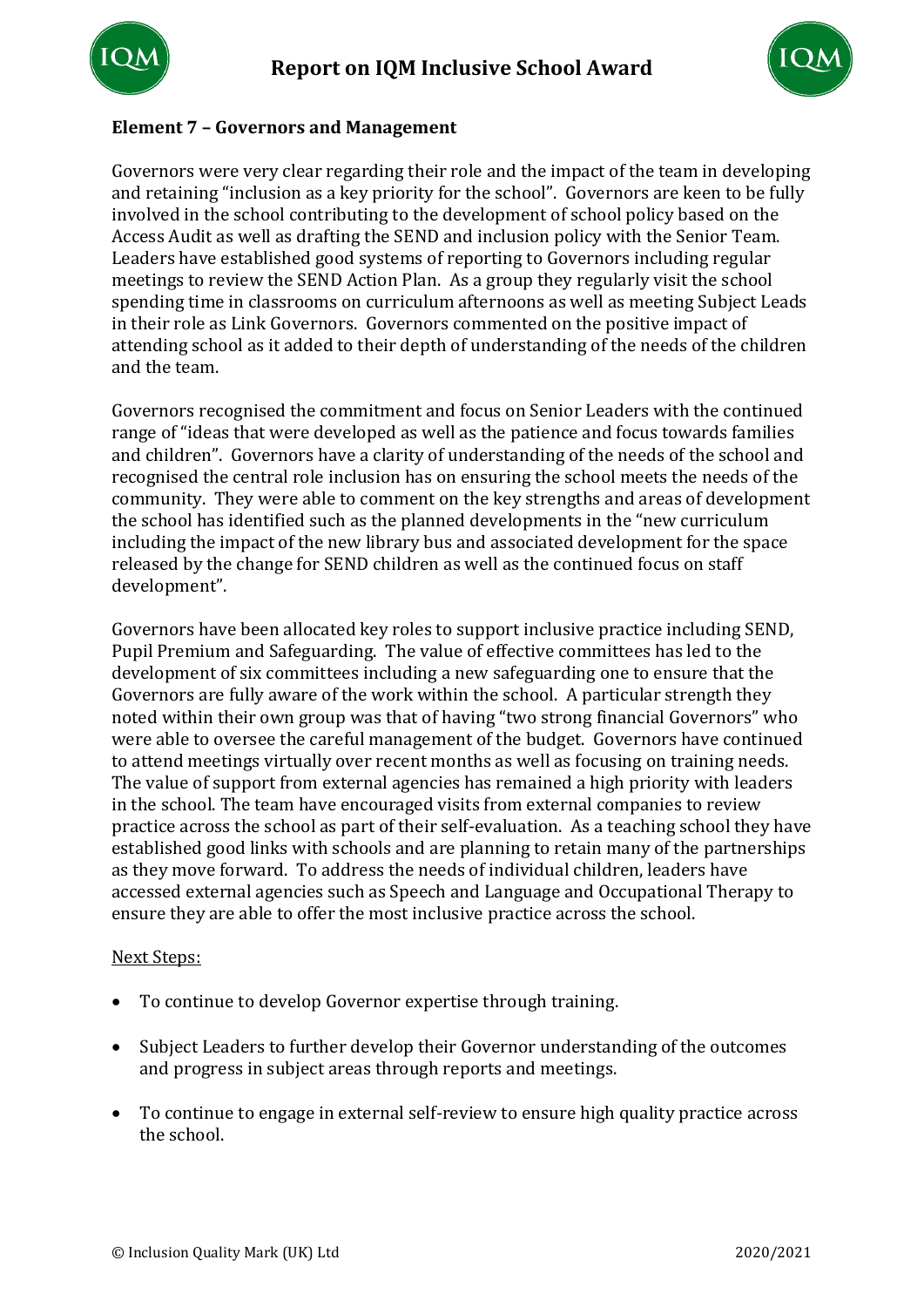**Element 7 – Governors and Management**

Governors were very clear regarding their role and the impact of the team in developing and retaining "inclusion as a key priority for the school". Governors are keen to be fully involved in the school contributing to the development of school policy based on the Access Audit as well as drafting the SEND and inclusion policy with the Senior Team. Leaders have established good systems of reporting to Governors including regular meetings to review the SEND Action Plan. As a group they regularly visit the school spending time in classrooms on curriculum afternoons as well as meeting Subject Leads in their role as Link Governors. Governors commented on the positive impact of attending school as it added to their depth of understanding of the needs of the children and the team.

Governors recognised the commitment and focus on Senior Leaders with the continued range of "ideas that were developed as well as the patience and focus towards families and children". Governors have a clarity of understanding of the needs of the school and recognised the central role inclusion has on ensuring the school meets the needs of the community. They were able to comment on the key strengths and areas of development the school has identified such as the planned developments in the "new curriculum including the impact of the new library bus and associated development for the space released by the change for SEND children as well as the continued focus on staff development".

Governors have been allocated key roles to support inclusive practice including SEND, Pupil Premium and Safeguarding. The value of effective committees has led to the development of six committees including a new safeguarding one to ensure that the Governors are fully aware of the work within the school. A particular strength they noted within their own group was that of having "two strong financial Governors" who were able to oversee the careful management of the budget. Governors have continued to attend meetings virtually over recent months as well as focusing on training needs. The value of support from external agencies has remained a high priority with leaders in the school. The team have encouraged visits from external companies to review practice across the school as part of their self-evaluation. As a teaching school they have established good links with schools and are planning to retain many of the partnerships as they move forward. To address the needs of individual children, leaders have accessed external agencies such as Speech and Language and Occupational Therapy to ensure they are able to offer the most inclusive practice across the school.

<u>Next Steps:</u>

- To continue to develop Governor expertise through training.
- Subject Leaders to further develop their Governor understanding of the outcomes and progress in subject areas through reports and meetings.
- To continue to engage in external self-review to ensure high quality practice across the school.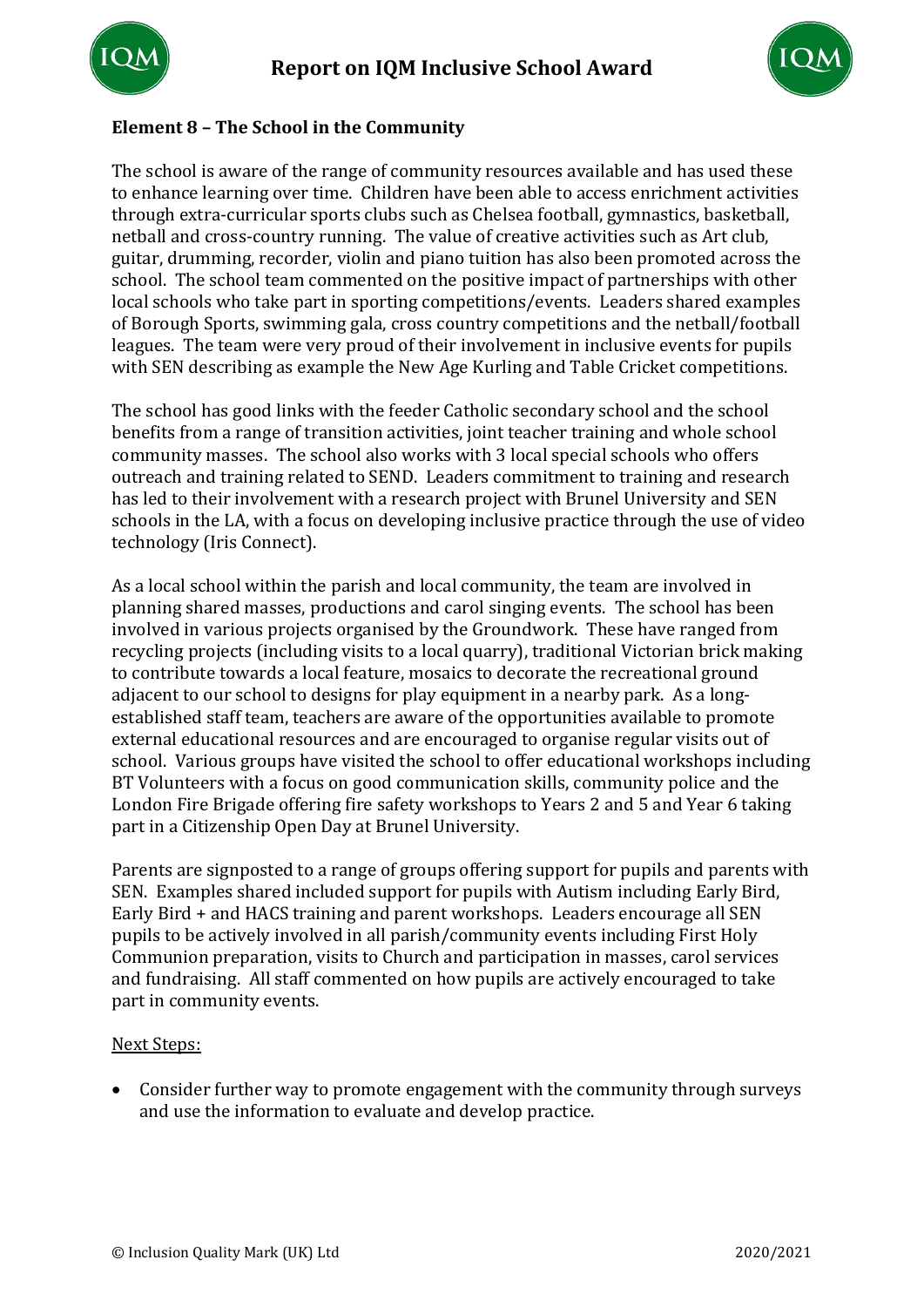### Element 8 – The School in the Community

The school is aware of the range of community resources available and has used these to enhance learning over time. Children have been able to access enrichment activities through extra-curricular sports clubs such as Chelsea football, gymnastics, basketball, netball and cross-country running. The value of creative activities such as Art club, guitar, drumming, recorder, violin and piano tuition has also been promoted across the school. The school team commented on the positive impact of partnerships with other local schools who take part in sporting competitions/events. Leaders shared examples of Borough Sports, swimming gala, cross country competitions and the netball/football leagues. The team were very proud of their involvement in inclusive events for pupils with SEN describing as example the New Age Kurling and Table Cricket competitions.

The school has good links with the feeder Catholic secondary school and the school benefits from a range of transition activities, joint teacher training and whole school community masses. The school also works with 3 local special schools who offers outreach and training related to SEND. Leaders commitment to training and research has led to their involvement with a research project with Brunel University and SEN schools in the LA, with a focus on developing inclusive practice through the use of video technology (Iris Connect).

As a local school within the parish and local community, the team are involved in planning shared masses, productions and carol singing events. The school has been involved in various projects organised by the Groundwork. These have ranged from recycling projects (including visits to a local quarry), traditional Victorian brick making to contribute towards a local feature, mosaics to decorate the recreational ground adjacent to our school to designs for play equipment in a nearby park. As a long-established staff team, teachers are aware of the opportunities available to promote external educational resources and are encouraged to organise regular visits out of school. Various groups have visited the school to offer educational workshops including BT Volunteers with a focus on good communication skills, community police and the London Fire Brigade offering fire safety workshops to Years 2 and 5 and Year 6 taking part in a Citizenship Open Day at Brunel University.

Parents are signposted to a range of groups offering support for pupils and parents with SEN. Examples shared included support for pupils with Autism including Early Bird, Early Bird + and HACS training and parent workshops. Leaders encourage all SEN pupils to be actively involved in all parish/community events including First Holy Communion preparation, visits to Church and participation in masses, carol services and fundraising. All staff commented on how pupils are actively encouraged to take part in community events.

Next Steps:

- Consider further way to promote engagement with the community through surveys and use the information to evaluate and develop practice.